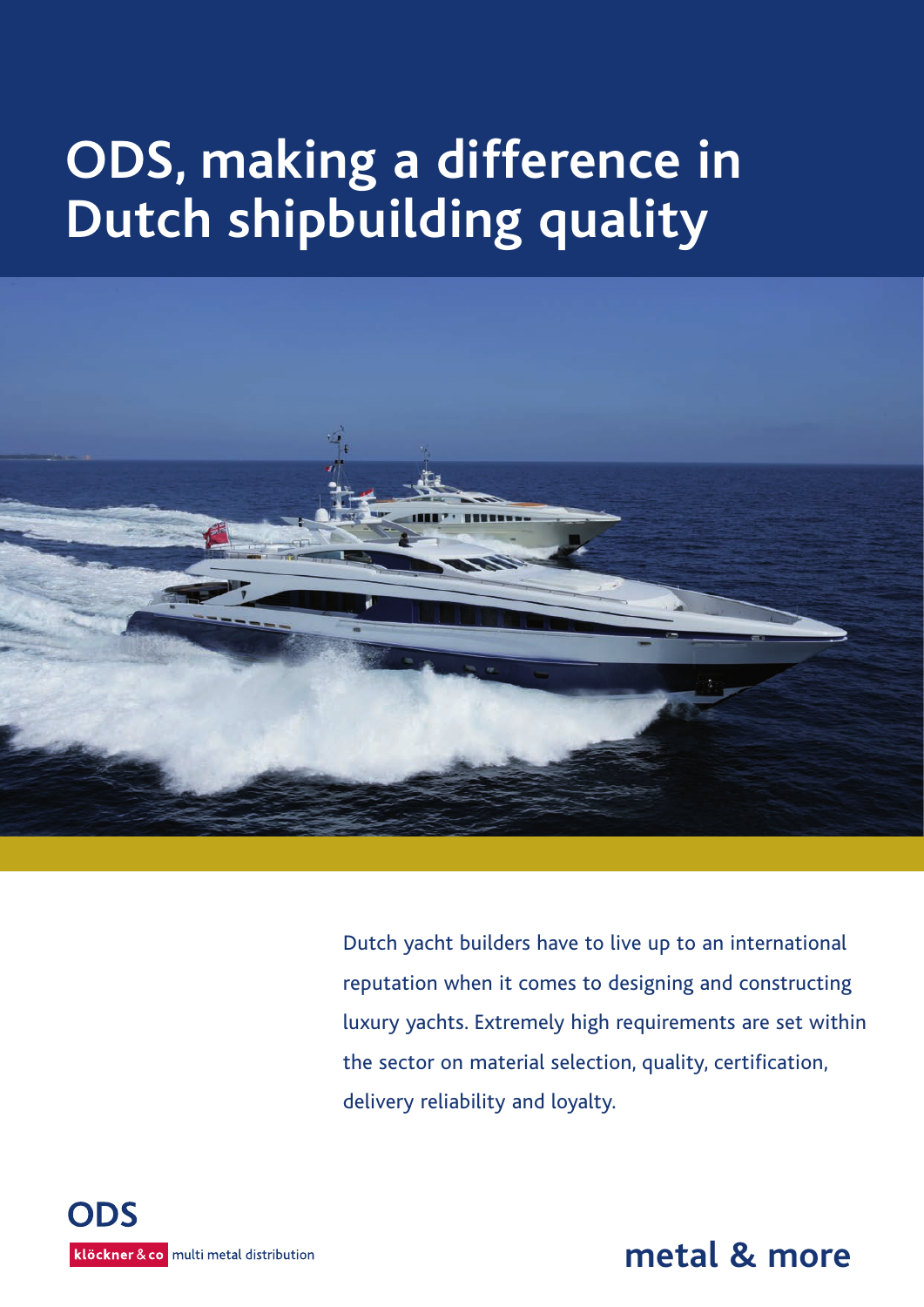# ODS, making a difference in Dutch shipbuilding quality

Dutch yacht builders have to live up to an international reputation when it comes to designing and constructing luxury yachts. Extremely high requirements are set within the sector on material selection, quality, certification, delivery reliability and loyalty.

ODS

klöckner & co multi metal distribution

metal & more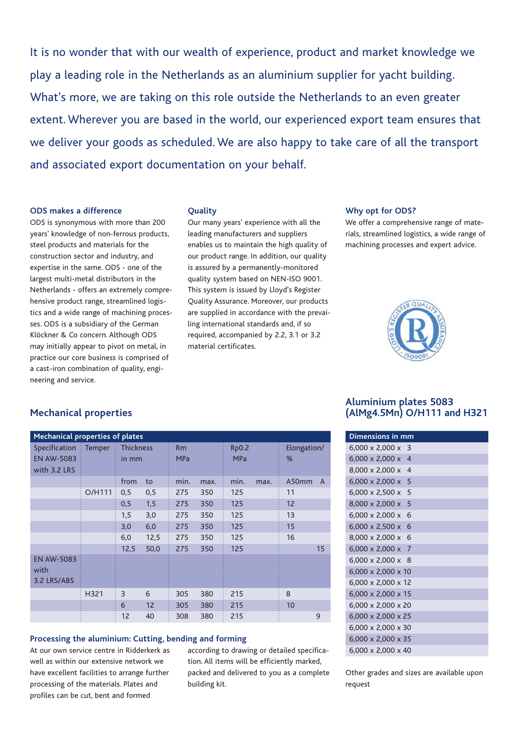It is no wonder that with our wealth of experience, product and market knowledge we play a leading role in the Netherlands as an aluminium supplier for yacht building. What's more, we are taking on this role outside the Netherlands to an even greater extent. Wherever you are based in the world, our experienced export team ensures that we deliver your goods as scheduled. We are also happy to take care of all the transport and associated export documentation on your behalf.

### ODS makes a difference

ODS is synonymous with more than 200 years' knowledge of non-ferrous products, steel products and materials for the construction sector and industry, and expertise in the same. ODS - one of the largest multi-metal distributors in the Netherlands - offers an extremely comprehensive product range, streamlined logistics and a wide range of machining processes. ODS is a subsidiary of the German Klöckner & Co concern. Although ODS may initially appear to pivot on metal, in practice our core business is comprised of a cast-iron combination of quality, engineering and service.

### Quality

Our many years' experience with all the leading manufacturers and suppliers enables us to maintain the high quality of our product range. In addition, our quality is assured by a permanently-monitored quality system based on NEN-ISO 9001. This system is issued by Lloyd's Register Quality Assurance. Moreover, our products are supplied in accordance with the prevailing international standards and, if so required, accompanied by 2.2, 3.1 or 3.2 material certificates.

### Why opt for ODS?

We offer a comprehensive range of materials, streamlined logistics, a wide range of machining processes and expert advice.

## Mechanical properties

| Mechanical properties of plates | | | | | | | | | |
|---|---|---|---|---|---|---|---|---|---|
| Specification EN AW-5083 with 3.2 LRS | Temper | Thickness in mm | | Rm MPa | | Rp0.2 MPa | | Elongation/ % | |
| | | from | to | min. | max. | min. | max. | A50mm | A |
| | O/H111 | 0,5 | 0,5 | 275 | 350 | 125 | | 11 | |
| | | 0,5 | 1,5 | 275 | 350 | 125 | | 12 | |
| | | 1,5 | 3,0 | 275 | 350 | 125 | | 13 | |
| | | 3,0 | 6,0 | 275 | 350 | 125 | | 15 | |
| | | 6,0 | 12,5 | 275 | 350 | 125 | | 16 | |
| | | 12,5 | 50,0 | 275 | 350 | 125 | | | 15 |
| EN AW-5083 with 3.2 LRS/ABS | | | | | | | | | |
| | H321 | 3 | 6 | 305 | 380 | 215 | | 8 | |
| | | 6 | 12 | 305 | 380 | 215 | | 10 | |
| | | 12 | 40 | 308 | 380 | 215 | | | 9 |

## Aluminium plates 5083 (AlMg4.5Mn) O/H111 and H321

| Dimensions in mm |
|---|
| 6,000 x 2,000 x 3 |
| 6,000 x 2,000 x 4 |
| 8,000 x 2,000 x 4 |
| 6,000 x 2,000 x 5 |
| 6,000 x 2,500 x 5 |
| 8,000 x 2,000 x 5 |
| 6,000 x 2,000 x 6 |
| 6,000 x 2,500 x 6 |
| 8,000 x 2,000 x 6 |
| 6,000 x 2,000 x 7 |
| 6,000 x 2,000 x 8 |
| 6,000 x 2,000 x 10 |
| 6,000 x 2,000 x 12 |
| 6,000 x 2,000 x 15 |
| 6,000 x 2,000 x 20 |
| 6,000 x 2,000 x 25 |
| 6,000 x 2,000 x 30 |
| 6,000 x 2,000 x 35 |
| 6,000 x 2,000 x 40 |

Other grades and sizes are available upon request

### Processing the aluminium: Cutting, bending and forming

At our own service centre in Ridderkerk as well as within our extensive network we have excellent facilities to arrange further processing of the materials. Plates and profiles can be cut, bent and formed according to drawing or detailed specification. All items will be efficiently marked, packed and delivered to you as a complete building kit.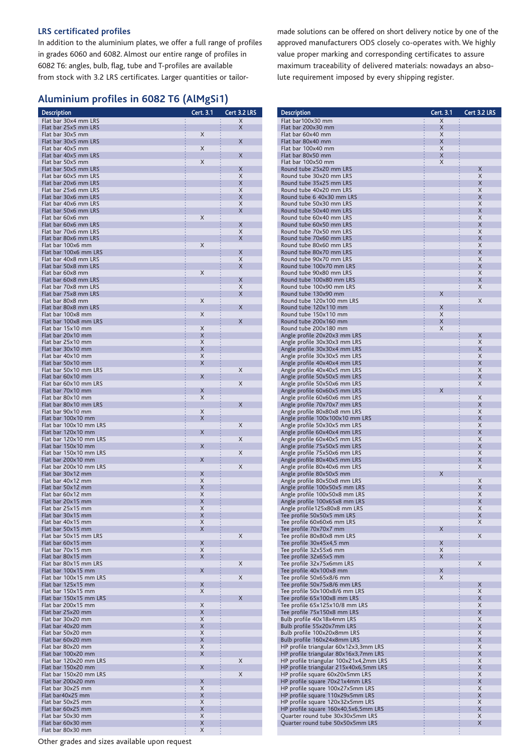### LRS certificated profiles

In addition to the aluminium plates, we offer a full range of profiles in grades 6060 and 6082. Almost our entire range of profiles in 6082 T6: angles, bulb, flag, tube and T-profiles are available from stock with 3.2 LRS certificates. Larger quantities or tailor-made solutions can be offered on short delivery notice by one of the approved manufacturers ODS closely co-operates with. We highly value proper marking and corresponding certificates to assure maximum traceability of delivered materials: nowadays an absolute requirement imposed by every shipping register.

## Aluminium profiles in 6082 T6 (AlMgSi1)

| Description | Cert. 3.1 | Cert 3.2 LRS |
|---|---|---|
| Flat bar 30x4 mm LRS | | X |
| Flat bar 25x5 mm LRS | | X |
| Flat bar 30x5 mm | X | |
| Flat bar 30x5 mm LRS | | X |
| Flat bar 40x5 mm | X | |
| Flat bar 40x5 mm LRS | | X |
| Flat bar 50x5 mm | X | |
| Flat bar 50x5 mm LRS | | X |
| Flat bar 60x5 mm LRS | | X |
| Flat bar 20x6 mm LRS | | X |
| Flat bar 25x6 mm LRS | | X |
| Flat bar 30x6 mm LRS | | X |
| Flat bar 40x6 mm LRS | | X |
| Flat bar 50x6 mm LRS | | X |
| Flat bar 60x6 mm | X | |
| Flat bar 60x6 mm LRS | | X |
| Flat bar 70x6 mm LRS | | X |
| Flat bar 80x6 mm LRS | | X |
| Flat bar 100x6 mm | X | |
| Flat bar 100x6 mm LRS | | X |
| Flat bar 40x8 mm LRS | | X |
| Flat bar 50x8 mm LRS | | X |
| Flat bar 60x8 mm | X | |
| Flat bar 60x8 mm LRS | | X |
| Flat bar 70x8 mm LRS | | X |
| Flat bar 75x8 mm LRS | | X |
| Flat bar 80x8 mm | X | |
| Flat bar 80x8 mm LRS | | X |
| Flat bar 100x8 mm | X | |
| Flat bar 100x8 mm LRS | | X |
| Flat bar 15x10 mm | X | |
| Flat bar 20x10 mm | X | |
| Flat bar 25x10 mm | X | |
| Flat bar 30x10 mm | X | |
| Flat bar 40x10 mm | X | |
| Flat bar 50x10 mm | X | |
| Flat bar 50x10 mm LRS | | X |
| Flat bar 60x10 mm | X | |
| Flat bar 60x10 mm LRS | | X |
| Flat bar 70x10 mm | X | |
| Flat bar 80x10 mm | X | |
| Flat bar 80x10 mm LRS | | X |
| Flat bar 90x10 mm | X | |
| Flat bar 100x10 mm | X | |
| Flat bar 100x10 mm LRS | | X |
| Flat bar 120x10 mm | X | |
| Flat bar 120x10 mm LRS | | X |
| Flat bar 150x10 mm | X | |
| Flat bar 150x10 mm LRS | | X |
| Flat bar 200x10 mm | X | |
| Flat bar 200x10 mm LRS | | X |
| Flat bar 30x12 mm | X | |
| Flat bar 40x12 mm | X | |
| Flat bar 50x12 mm | X | |
| Flat bar 60x12 mm | X | |
| Flat bar 20x15 mm | X | |
| Flat bar 25x15 mm | X | |
| Flat bar 30x15 mm | X | |
| Flat bar 40x15 mm | X | |
| Flat bar 50x15 mm | X | |
| Flat bar 50x15 mm LRS | | X |
| Flat bar 60x15 mm | X | |
| Flat bar 70x15 mm | X | |
| Flat bar 80x15 mm | X | |
| Flat bar 80x15 mm LRS | | X |
| Flat bar 100x15 mm | X | |
| Flat bar 100x15 mm LRS | | X |
| Flat bar 125x15 mm | X | |
| Flat bar 150x15 mm | X | |
| Flat bar 150x15 mm LRS | | X |
| Flat bar 200x15 mm | X | |
| Flat bar 25x20 mm | X | |
| Flat bar 30x20 mm | X | |
| Flat bar 40x20 mm | X | |
| Flat bar 50x20 mm | X | |
| Flat bar 60x20 mm | X | |
| Flat bar 80x20 mm | X | |
| Flat bar 100x20 mm | X | |
| Flat bar 120x20 mm LRS | | X |
| Flat bar 150x20 mm | X | |
| Flat bar 150x20 mm LRS | | X |
| Flat bar 200x20 mm | X | |
| Flat bar 30x25 mm | X | |
| Flat bar40x25 mm | X | |
| Flat bar 50x25 mm | X | |
| Flat bar 60x25 mm | X | |
| Flat bar 50x30 mm | X | |
| Flat bar 60x30 mm | X | |
| Flat bar 80x30 mm | X | |

| Description | Cert. 3.1 | Cert 3.2 LRS |
|---|---|---|
| Flat bar100x30 mm | X | |
| Flat bar 200x30 mm | X | |
| Flat bar 60x40 mm | X | |
| Flat bar 80x40 mm | X | |
| Flat bar 100x40 mm | X | |
| Flat bar 80x50 mm | X | |
| Flat bar 100x50 mm | X | |
| Round tube 25x20 mm LRS | | X |
| Round tube 30x20 mm LRS | | X |
| Round tube 35x25 mm LRS | | X |
| Round tube 40x20 mm LRS | | X |
| Round tube 6 40x30 mm LRS | | X |
| Round tube 50x30 mm LRS | | X |
| Round tube 50x40 mm LRS | | X |
| Round tube 60x40 mm LRS | | X |
| Round tube 60x50 mm LRS | | X |
| Round tube 70x50 mm LRS | | X |
| Round tube 70x60 mm LRS | | X |
| Round tube 80x60 mm LRS | | X |
| Round tube 80x70 mm LRS | | X |
| Round tube 90x70 mm LRS | | X |
| Round tube 100x70 mm LRS | | X |
| Round tube 90x80 mm LRS | | X |
| Round tube 100x80 mm LRS | | X |
| Round tube 100x90 mm LRS | | X |
| Round tube 130x90 mm | X | |
| Round tube 120x100 mm LRS | | X |
| Round tube 120x110 mm | X | |
| Round tube 150x110 mm | X | |
| Round tube 200x160 mm | X | |
| Round tube 200x180 mm | X | |
| Angle profile 20x20x3 mm LRS | | X |
| Angle profile 30x30x3 mm LRS | | X |
| Angle profile 30x30x4 mm LRS | | X |
| Angle profile 30x30x5 mm LRS | | X |
| Angle profile 40x40x4 mm LRS | | X |
| Angle profile 40x40x5 mm LRS | | X |
| Angle profile 50x50x5 mm LRS | | X |
| Angle profile 50x50x6 mm LRS | | X |
| Angle profile 60x60x5 mm LRS | X | |
| Angle profile 60x60x6 mm LRS | | X |
| Angle profile 70x70x7 mm LRS | | X |
| Angle profile 80x80x8 mm LRS | | X |
| Angle profile 100x100x10 mm LRS | | X |
| Angle profile 50x30x5 mm LRS | | X |
| Angle profile 60x40x4 mm LRS | | X |
| Angle profile 60x40x5 mm LRS | | X |
| Angle profile 75x50x5 mm LRS | | X |
| Angle profile 75x50x6 mm LRS | | X |
| Angle profile 80x40x5 mm LRS | | X |
| Angle profile 80x40x6 mm LRS | | X |
| Angle profile 80x50x5 mm | X | |
| Angle profile 80x50x8 mm LRS | | X |
| Angle profile 100x50x5 mm LRS | | X |
| Angle profile 100x50x8 mm LRS | | X |
| Angle profile 100x65x8 mm LRS | | X |
| Angle profile125x80x8 mm LRS | | X |
| Tee profile 50x50x5 mm LRS | | X |
| Tee profile 60x60x6 mm LRS | | X |
| Tee profile 70x70x7 mm | X | |
| Tee profile 80x80x8 mm LRS | | X |
| Tee profile 30x45x4,5 mm | X | |
| Tee profile 32x55x6 mm | X | |
| Tee profile 32x65x5 mm | X | |
| Tee profile 32x75x6mm LRS | | X |
| Tee profile 40x100x8 mm | X | |
| Tee profile 50x65x8/6 mm | X | |
| Tee profile 50x75x8/6 mm LRS | | X |
| Tee profile 50x100x8/6 mm LRS | | X |
| Tee profile 65x100x8 mm LRS | | X |
| Tee profile 65x125x10/8 mm LRS | | X |
| Tee profile 75x150x8 mm LRS | | X |
| Bulb profile 40x18x4mm LRS | | X |
| Bulb profile 55x20x7mm LRS | | X |
| Bulb profile 100x20x8mm LRS | | X |
| Bulb profile 160x24x8mm LRS | | X |
| HP profile triangular 60x12x3,3mm LRS | | X |
| HP profile triangular 80x16x3,7mm LRS | | X |
| HP profile triangular 100x21x4,2mm LRS | | X |
| HP profile triangular 215x40x6,5mm LRS | | X |
| HP profile square 60x20x5mm LRS | | X |
| HP profile square 70x21x4mm LRS | | X |
| HP profile square 100x27x5mm LRS | | X |
| HP profile square 110x29x5mm LRS | | X |
| HP profile square 120x32x5mm LRS | | X |
| HP profile square 160x40,5x6,5mm LRS | | X |
| Quarter round tube 30x30x5mm LRS | | X |
| Quarter round tube 50x50x5mm LRS | | X |

Other grades and sizes available upon request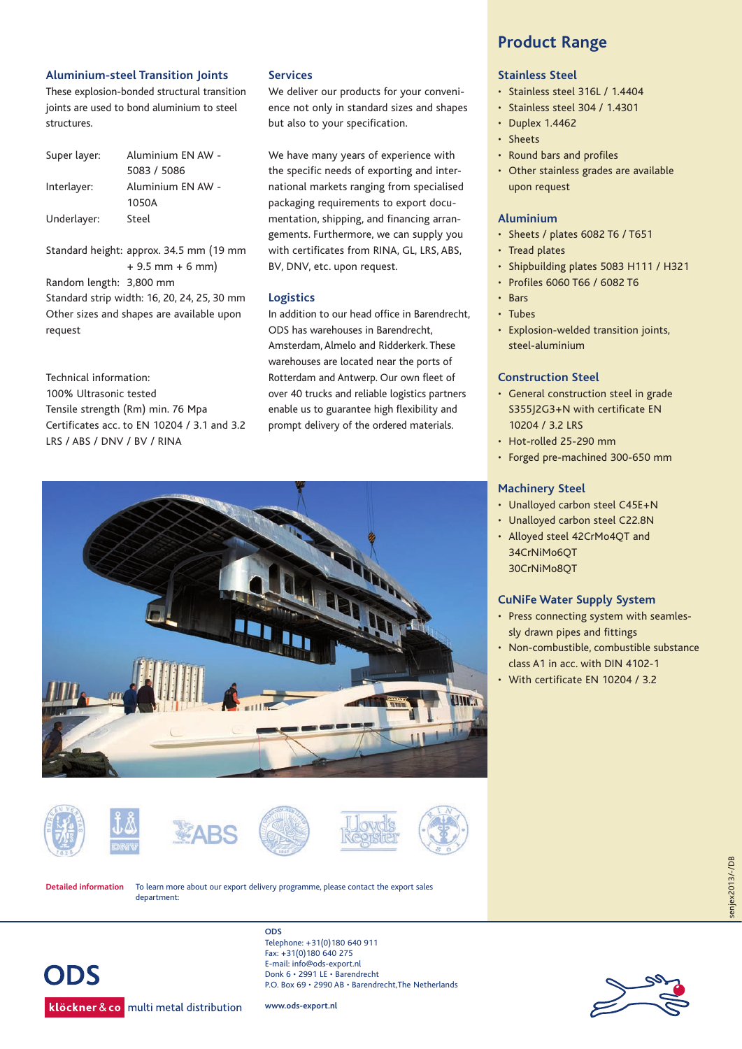## Aluminium-steel Transition Joints

These explosion-bonded structural transition joints are used to bond aluminium to steel structures.

| | |
|---|---|
| Super layer: | Aluminium EN AW - 5083 / 5086 |
| Interlayer: | Aluminium EN AW - 1050A |
| Underlayer: | Steel |

Standard height: approx. 34.5 mm (19 mm + 9.5 mm + 6 mm)
Random length: 3,800 mm
Standard strip width: 16, 20, 24, 25, 30 mm
Other sizes and shapes are available upon request

Technical information:
100% Ultrasonic tested
Tensile strength (Rm) min. 76 Mpa
Certificates acc. to EN 10204 / 3.1 and 3.2
LRS / ABS / DNV / BV / RINA

## Services

We deliver our products for your convenience not only in standard sizes and shapes but also to your specification.

We have many years of experience with the specific needs of exporting and international markets ranging from specialised packaging requirements to export documentation, shipping, and financing arrangements. Furthermore, we can supply you with certificates from RINA, GL, LRS, ABS, BV, DNV, etc. upon request.

## Logistics

In addition to our head office in Barendrecht, ODS has warehouses in Barendrecht, Amsterdam, Almelo and Ridderkerk. These warehouses are located near the ports of Rotterdam and Antwerp. Our own fleet of over 40 trucks and reliable logistics partners enable us to guarantee high flexibility and prompt delivery of the ordered materials.

# Product Range

## Stainless Steel

- Stainless steel 316L / 1.4404
- Stainless steel 304 / 1.4301
- Duplex 1.4462
- Sheets
- Round bars and profiles
- Other stainless grades are available upon request

## Aluminium

- Sheets / plates 6082 T6 / T651
- Tread plates
- Shipbuilding plates 5083 H111 / H321
- Profiles 6060 T66 / 6082 T6
- Bars
- Tubes
- Explosion-welded transition joints, steel-aluminium

## Construction Steel

- General construction steel in grade S355J2G3+N with certificate EN 10204 / 3.2 LRS
- Hot-rolled 25-290 mm
- Forged pre-machined 300-650 mm

## Machinery Steel

- Unalloyed carbon steel C45E+N
- Unalloyed carbon steel C22.8N
- Alloyed steel 42CrMo4QT and 34CrNiMo6QT 30CrNiMo8QT

## CuNiFe Water Supply System

- Press connecting system with seamlessly drawn pipes and fittings
- Non-combustible, combustible substance class A1 in acc. with DIN 4102-1
- With certificate EN 10204 / 3.2

**Detailed information** To learn more about our export delivery programme, please contact the export sales department:

**ODS**
Telephone: +31(0)180 640 911
Fax: +31(0)180 640 275
E-mail: info@ods-export.nl
Donk 6 • 2991 LE • Barendrecht
P.O. Box 69 • 2990 AB • Barendrecht, The Netherlands

www.ods-export.nl

ODS
klöckner & co multi metal distribution

senjex2013/-/DB